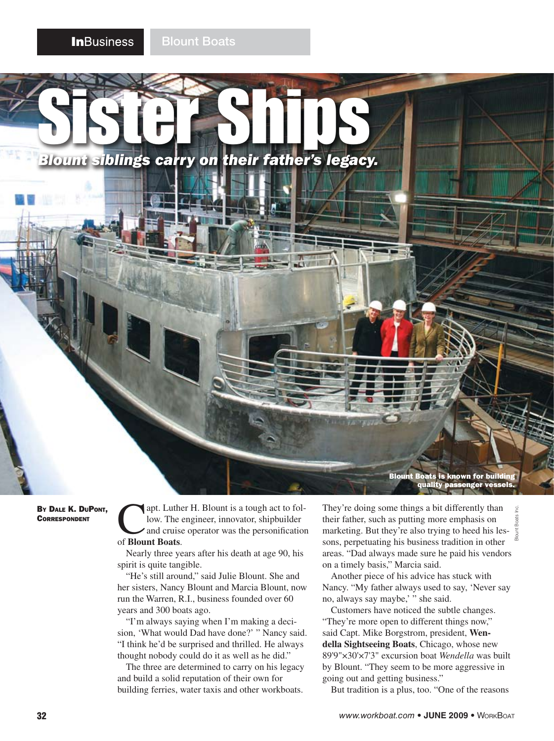# Sister Ships

*Blount siblings carry on their father's legacy.*

Blount Boats is known for building quality passenger vessels.

Blount Boats Inc.

**By Dale K. DuPont, Correspondent**

Capt. Luther H. Blount is a tough act to follow. The engineer, innovator, shipbuilder and cruise operator was the personification of **Blount Boats**.

Nearly three years after his death at age 90, his spirit is quite tangible.

"He's still around," said Julie Blount. She and her sisters, Nancy Blount and Marcia Blount, now run the Warren, R.I., business founded over 60 years and 300 boats ago.

"I'm always saying when I'm making a decision, 'What would Dad have done?' " Nancy said. "I think he'd be surprised and thrilled. He always thought nobody could do it as well as he did."

The three are determined to carry on his legacy and build a solid reputation of their own for building ferries, water taxis and other workboats. They're doing some things a bit differently than their father, such as putting more emphasis on marketing. But they're also trying to heed his lessons, perpetuating his business tradition in other areas. "Dad always made sure he paid his vendors on a timely basis," Marcia said.

Another piece of his advice has stuck with Nancy. "My father always used to say, 'Never say no, always say maybe,' " she said.

Customers have noticed the subtle changes. "They're more open to different things now," said Capt. Mike Borgstrom, president, **Wendella Sightseeing Boats**, Chicago, whose new 89'9"×30'×7'3" excursion boat *Wendella* was built by Blount. "They seem to be more aggressive in going out and getting business."

But tradition is a plus, too. "One of the reasons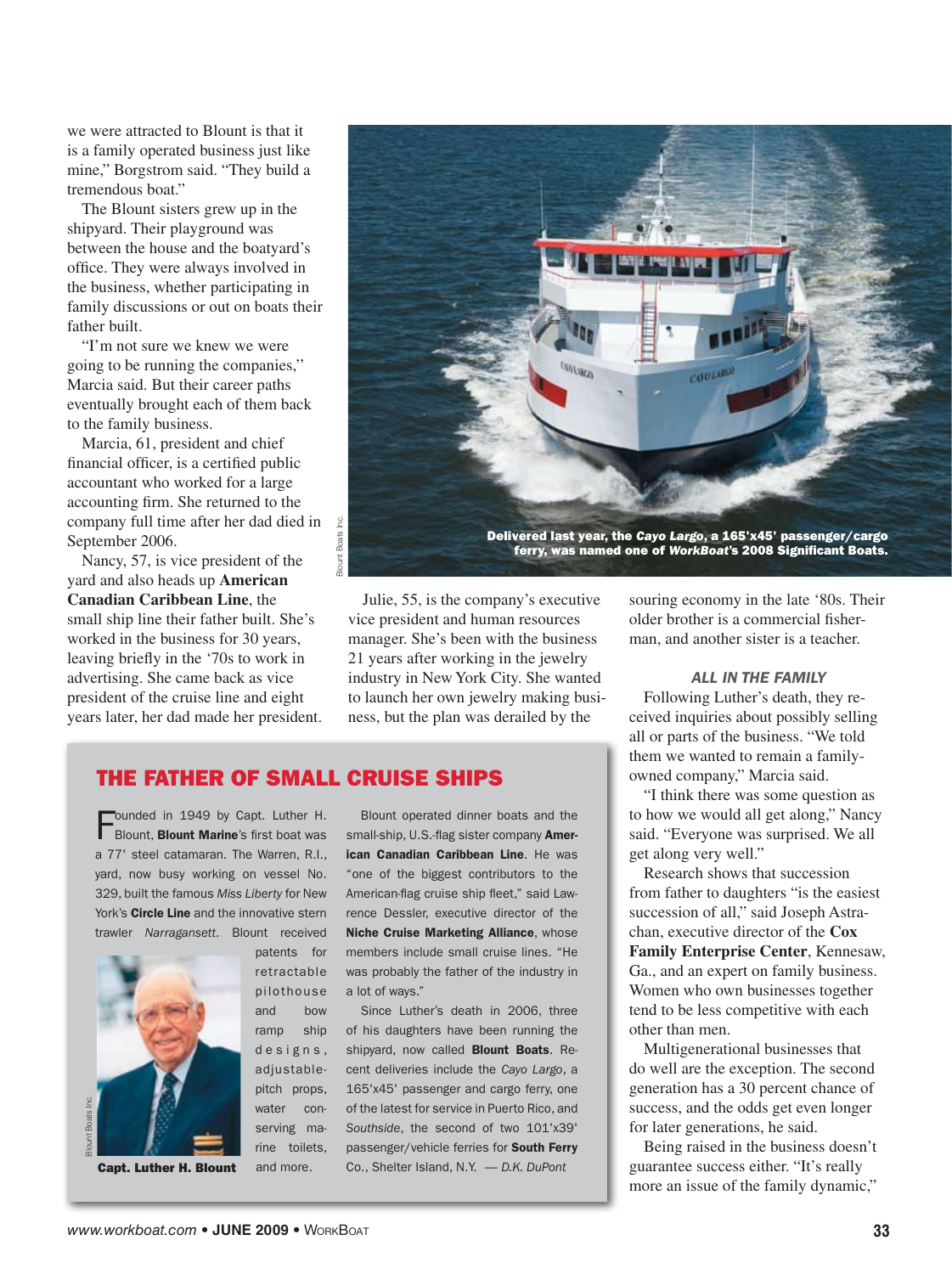we were attracted to Blount is that it is a family operated business just like mine," Borgstrom said. "They build a tremendous boat."

The Blount sisters grew up in the shipyard. Their playground was between the house and the boatyard's office. They were always involved in the business, whether participating in family discussions or out on boats their father built.

"I'm not sure we knew we were going to be running the companies," Marcia said. But their career paths eventually brought each of them back to the family business.

Marcia, 61, president and chief financial officer, is a certified public accountant who worked for a large accounting firm. She returned to the company full time after her dad died in September 2006.

Nancy, 57, is vice president of the yard and also heads up **American Canadian Caribbean Line**, the small ship line their father built. She's worked in the business for 30 years, leaving briefly in the '70s to work in advertising. She came back as vice president of the cruise line and eight years later, her dad made her president.

**Delivered last year, the *Cayo Largo*, a 165'x45' passenger/cargo ferry, was named one of *WorkBoat*'s 2008 Significant Boats.**

Julie, 55, is the company's executive vice president and human resources manager. She's been with the business 21 years after working in the jewelry industry in New York City. She wanted to launch her own jewelry making business, but the plan was derailed by the souring economy in the late '80s. Their older brother is a commercial fisherman, and another sister is a teacher.

## THE FATHER OF SMALL CRUISE SHIPS

Founded in 1949 by Capt. Luther H. Blount, **Blount Marine**'s first boat was a 77' steel catamaran. The Warren, R.I., yard, now busy working on vessel No. 329, built the famous *Miss Liberty* for New York's **Circle Line** and the innovative stern trawler *Narragansett*. Blount received patents for retractable pilothouse and bow ramp ship designs, adjustable-pitch props, water conserving marine toilets, and more.

**Capt. Luther H. Blount**

Blount operated dinner boats and the small-ship, U.S.-flag sister company **American Canadian Caribbean Line**. He was "one of the biggest contributors to the American-flag cruise ship fleet," said Lawrence Dessler, executive director of the **Niche Cruise Marketing Alliance**, whose members include small cruise lines. "He was probably the father of the industry in a lot of ways."

Since Luther's death in 2006, three of his daughters have been running the shipyard, now called **Blount Boats**. Recent deliveries include the *Cayo Largo*, a 165'x45' passenger and cargo ferry, one of the latest for service in Puerto Rico, and *Southside*, the second of two 101'x39' passenger/vehicle ferries for **South Ferry** Co., Shelter Island, N.Y. — *D.K. DuPont*

### *ALL IN THE FAMILY*

Following Luther's death, they received inquiries about possibly selling all or parts of the business. "We told them we wanted to remain a family-owned company," Marcia said.

"I think there was some question as to how we would all get along," Nancy said. "Everyone was surprised. We all get along very well."

Research shows that succession from father to daughters "is the easiest succession of all," said Joseph Astrachan, executive director of the **Cox Family Enterprise Center**, Kennesaw, Ga., and an expert on family business. Women who own businesses together tend to be less competitive with each other than men.

Multigenerational businesses that do well are the exception. The second generation has a 30 percent chance of success, and the odds get even longer for later generations, he said.

Being raised in the business doesn't guarantee success either. "It's really more an issue of the family dynamic,"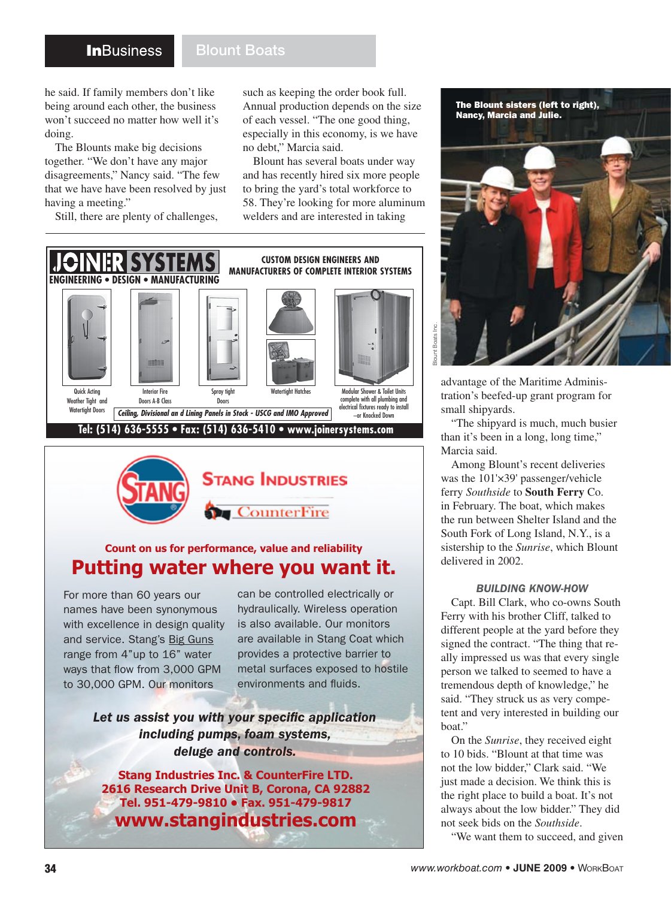he said. If family members don't like being around each other, the business won't succeed no matter how well it's doing.

The Blounts make big decisions together. "We don't have any major disagreements," Nancy said. "The few that we have have been resolved by just having a meeting."

Still, there are plenty of challenges, such as keeping the order book full. Annual production depends on the size of each vessel. "The one good thing, especially in this economy, is we have no debt," Marcia said.

Blount has several boats under way and has recently hired six more people to bring the yard's total workforce to 58. They're looking for more aluminum welders and are interested in taking advantage of the Maritime Administration's beefed-up grant program for small shipyards.

"The shipyard is much, much busier than it's been in a long, long time," Marcia said.

Among Blount's recent deliveries was the 101'×39' passenger/vehicle ferry *Southside* to **South Ferry** Co. in February. The boat, which makes the run between Shelter Island and the South Fork of Long Island, N.Y., is a sistership to the *Sunrise*, which Blount delivered in 2002.

**The Blount sisters (left to right), Nancy, Marcia and Julie.**

Blount Boats Inc.

### BUILDING KNOW-HOW

Capt. Bill Clark, who co-owns South Ferry with his brother Cliff, talked to different people at the yard before they signed the contract. "The thing that really impressed us was that every single person we talked to seemed to have a tremendous depth of knowledge," he said. "They struck us as very competent and very interested in building our boat."

On the *Sunrise*, they received eight to 10 bids. "Blount at that time was not the low bidder," Clark said. "We just made a decision. We think this is the right place to build a boat. It's not always about the low bidder." They did not seek bids on the *Southside*.

"We want them to succeed, and given

---

**JOINER SYSTEMS**
ENGINEERING • DESIGN • MANUFACTURING

CUSTOM DESIGN ENGINEERS AND MANUFACTURERS OF COMPLETE INTERIOR SYSTEMS

Quick Acting Weather Tight and Watertight Doors | Interior Fire Doors A-B Class | Spray tight Doors | Watertight Hatches | Modular Shower & Toilet Units complete with all plumbing and electrical fixtures ready to install —or Knocked Down

*Ceiling, Divisional an d Lining Panels in Stock - USCG and IMO Approved*

Tel: (514) 636-5555 • Fax: (514) 636-5410 • www.joinersystems.com

---

**STANG INDUSTRIES**
CounterFire

**Count on us for performance, value and reliability**

## Putting water where you want it.

For more than 60 years our names have been synonymous with excellence in design quality and service. Stang's Big Guns range from 4"up to 16" water ways that flow from 3,000 GPM to 30,000 GPM. Our monitors can be controlled electrically or hydraulically. Wireless operation is also available. Our monitors are available in Stang Coat which provides a protective barrier to metal surfaces exposed to hostile environments and fluids.

***Let us assist you with your specific application including pumps, foam systems, deluge and controls.***

**Stang Industries Inc. & CounterFire LTD.**
**2616 Research Drive Unit B, Corona, CA 92882**
**Tel. 951-479-9810 • Fax. 951-479-9817**
**www.stangindustries.com**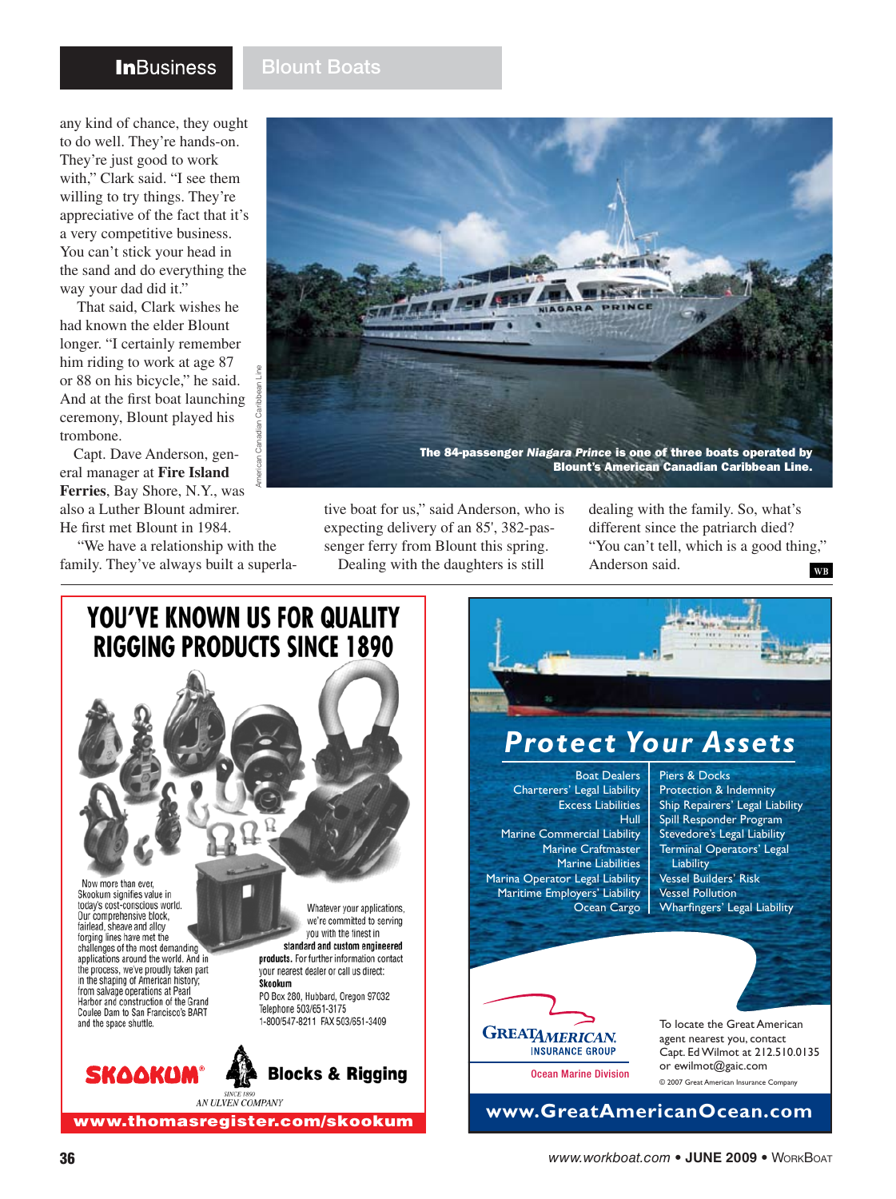any kind of chance, they ought to do well. They're hands-on. They're just good to work with," Clark said. "I see them willing to try things. They're appreciative of the fact that it's a very competitive business. You can't stick your head in the sand and do everything the way your dad did it."

That said, Clark wishes he had known the elder Blount longer. "I certainly remember him riding to work at age 87 or 88 on his bicycle," he said. And at the first boat launching ceremony, Blount played his trombone.

Capt. Dave Anderson, general manager at **Fire Island Ferries**, Bay Shore, N.Y., was also a Luther Blount admirer. He first met Blount in 1984.

"We have a relationship with the family. They've always built a superlative boat for us," said Anderson, who is expecting delivery of an 85', 382-passenger ferry from Blount this spring.

Dealing with the daughters is still dealing with the family. So, what's different since the patriarch died? "You can't tell, which is a good thing," Anderson said.

American Canadian Caribbean Line

**The 84-passenger *Niagara Prince* is one of three boats operated by Blount's American Canadian Caribbean Line.**

# YOU'VE KNOWN US FOR QUALITY RIGGING PRODUCTS SINCE 1890

Now more than ever, Skookum signifies value in today's cost-conscious world. Our comprehensive block, fairlead, sheave and alloy forging lines have met the challenges of the most demanding applications around the world. And in the process, we've proudly taken part in the shaping of American history; from salvage operations at Pearl Harbor and construction of the Grand Coulee Dam to San Francisco's BART and the space shuttle.

Whatever your applications, we're committed to serving you with the finest in **standard and custom engineered products.** For further information contact your nearest dealer or call us direct:

**Skookum**
PO Box 280, Hubbard, Oregon 97032
Telephone 503/651-3175
1-800/547-8211 FAX 503/651-3409

**SKOOKUM® Blocks & Rigging**
SINCE 1890
AN ULVEN COMPANY

**www.thomasregister.com/skookum**

# Protect Your Assets

Boat Dealers
Charterers' Legal Liability
Excess Liabilities
Hull
Marine Commercial Liability
Marine Craftmaster
Marine Liabilities
Marina Operator Legal Liability
Maritime Employers' Liability
Ocean Cargo
Piers & Docks
Protection & Indemnity
Ship Repairers' Legal Liability
Spill Responder Program
Stevedore's Legal Liability
Terminal Operators' Legal Liability
Vessel Builders' Risk
Vessel Pollution
Wharfingers' Legal Liability

GREAT AMERICAN INSURANCE GROUP
Ocean Marine Division

To locate the Great American agent nearest you, contact Capt. Ed Wilmot at 212.510.0135 or ewilmot@gaic.com

© 2007 Great American Insurance Company

**www.GreatAmericanOcean.com**